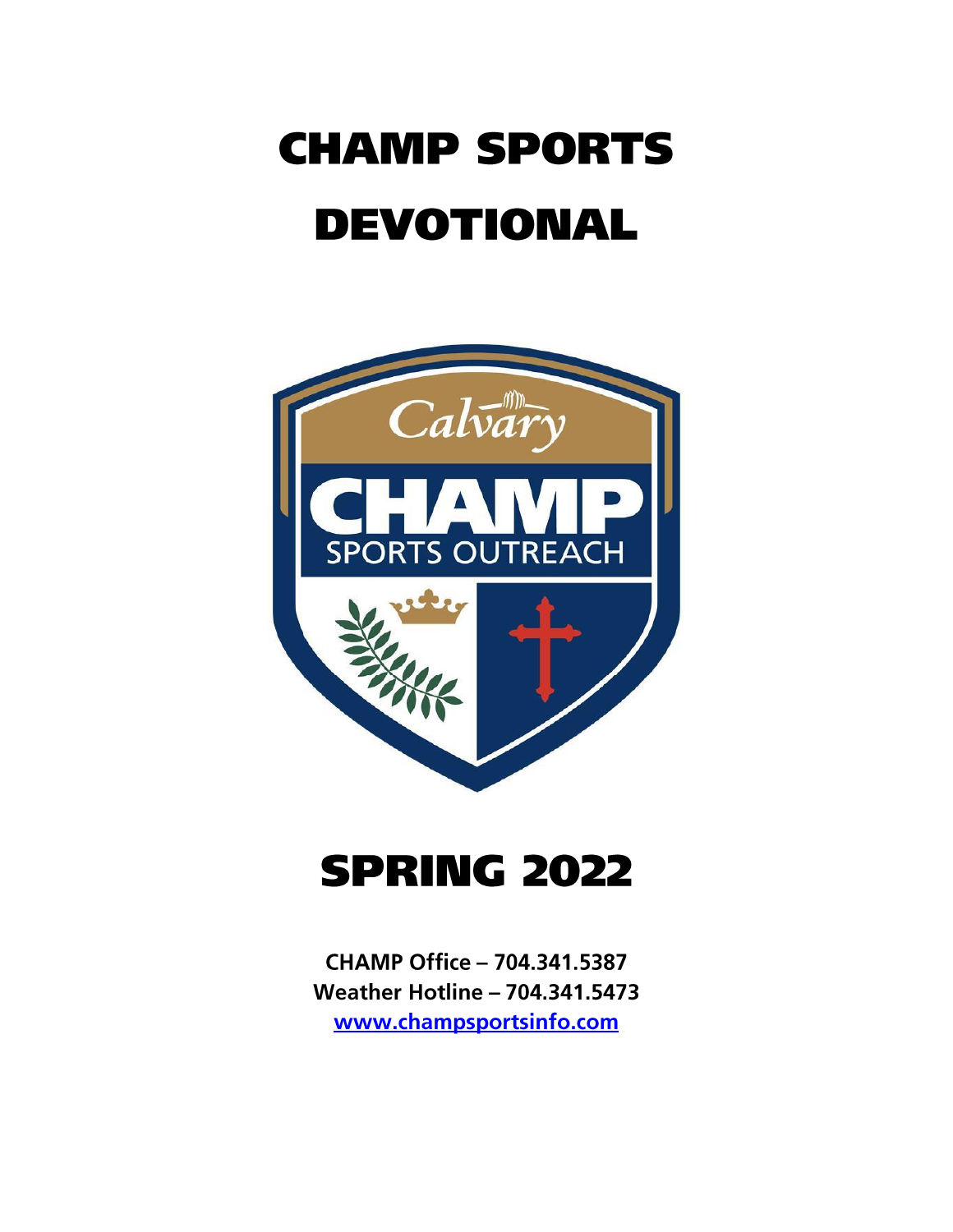# CHAMP SPORTS DEVOTIONAL

# SPRING 2022

**CHAMP Office – 704.341.5387**
**Weather Hotline – 704.341.5473**
**www.champsportsinfo.com**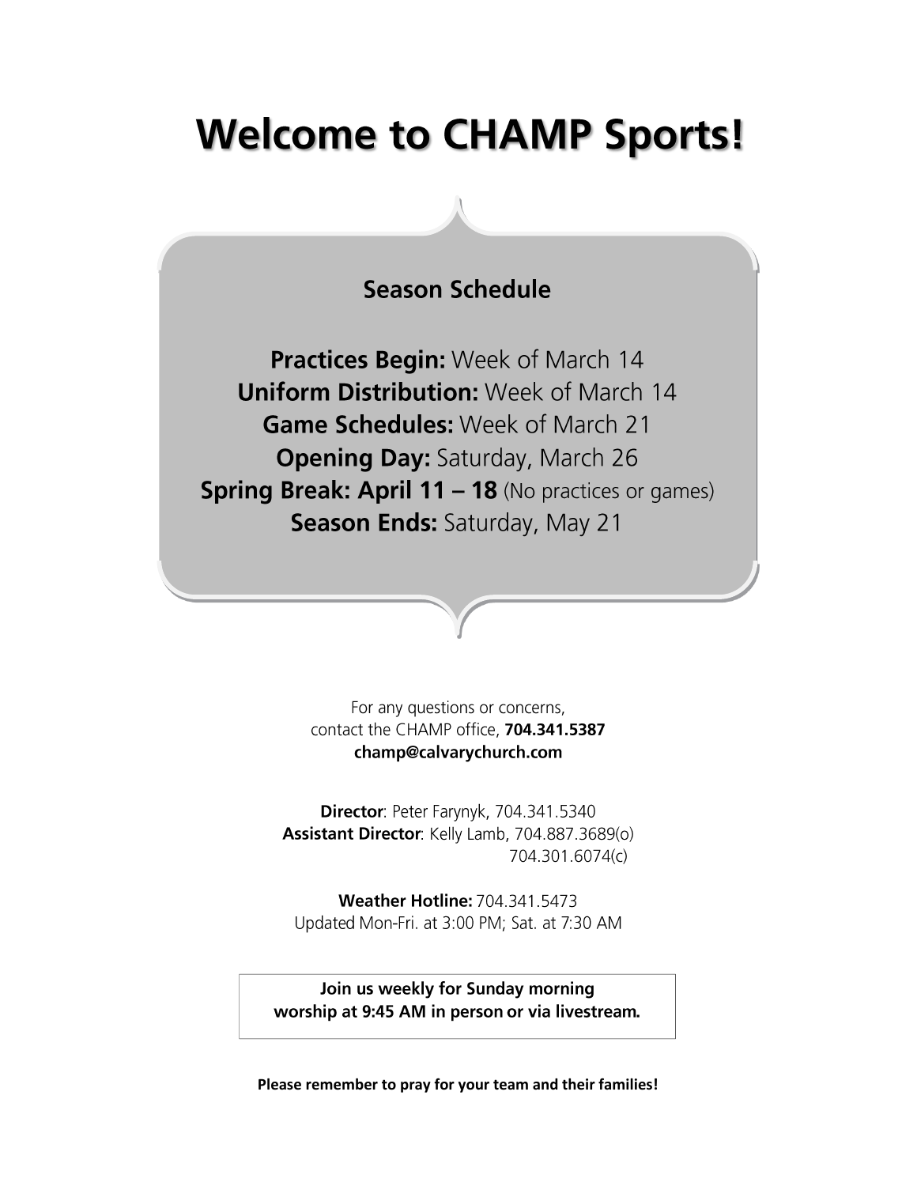# Welcome to CHAMP Sports!

## Season Schedule

**Practices Begin:** Week of March 14
**Uniform Distribution:** Week of March 14
**Game Schedules:** Week of March 21
**Opening Day:** Saturday, March 26
**Spring Break: April 11 – 18** (No practices or games)
**Season Ends:** Saturday, May 21

For any questions or concerns,
contact the CHAMP office, **704.341.5387**
**champ@calvarychurch.com**

**Director**: Peter Farynyk, 704.341.5340
**Assistant Director**: Kelly Lamb, 704.887.3689(o)
704.301.6074(c)

**Weather Hotline:** 704.341.5473
Updated Mon-Fri. at 3:00 PM; Sat. at 7:30 AM

**Join us weekly for Sunday morning worship at 9:45 AM in person or via livestream.**

**Please remember to pray for your team and their families!**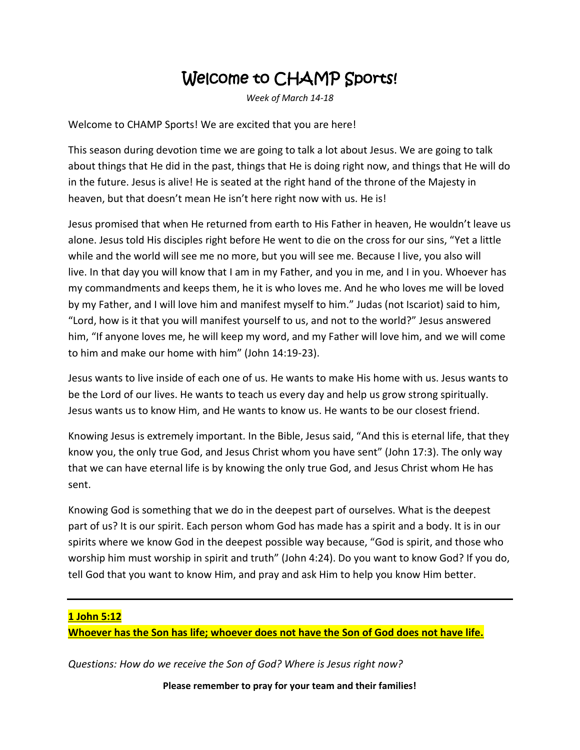# Welcome to CHAMP Sports!

*Week of March 14-18*

Welcome to CHAMP Sports! We are excited that you are here!

This season during devotion time we are going to talk a lot about Jesus. We are going to talk about things that He did in the past, things that He is doing right now, and things that He will do in the future. Jesus is alive! He is seated at the right hand of the throne of the Majesty in heaven, but that doesn't mean He isn't here right now with us. He is!

Jesus promised that when He returned from earth to His Father in heaven, He wouldn't leave us alone. Jesus told His disciples right before He went to die on the cross for our sins, "Yet a little while and the world will see me no more, but you will see me. Because I live, you also will live. In that day you will know that I am in my Father, and you in me, and I in you. Whoever has my commandments and keeps them, he it is who loves me. And he who loves me will be loved by my Father, and I will love him and manifest myself to him." Judas (not Iscariot) said to him, "Lord, how is it that you will manifest yourself to us, and not to the world?" Jesus answered him, "If anyone loves me, he will keep my word, and my Father will love him, and we will come to him and make our home with him" (John 14:19-23).

Jesus wants to live inside of each one of us. He wants to make His home with us. Jesus wants to be the Lord of our lives. He wants to teach us every day and help us grow strong spiritually. Jesus wants us to know Him, and He wants to know us. He wants to be our closest friend.

Knowing Jesus is extremely important. In the Bible, Jesus said, "And this is eternal life, that they know you, the only true God, and Jesus Christ whom you have sent" (John 17:3). The only way that we can have eternal life is by knowing the only true God, and Jesus Christ whom He has sent.

Knowing God is something that we do in the deepest part of ourselves. What is the deepest part of us? It is our spirit. Each person whom God has made has a spirit and a body. It is in our spirits where we know God in the deepest possible way because, "God is spirit, and those who worship him must worship in spirit and truth" (John 4:24). Do you want to know God? If you do, tell God that you want to know Him, and pray and ask Him to help you know Him better.

---

**1 John 5:12**

**Whoever has the Son has life; whoever does not have the Son of God does not have life.**

*Questions: How do we receive the Son of God? Where is Jesus right now?*

**Please remember to pray for your team and their families!**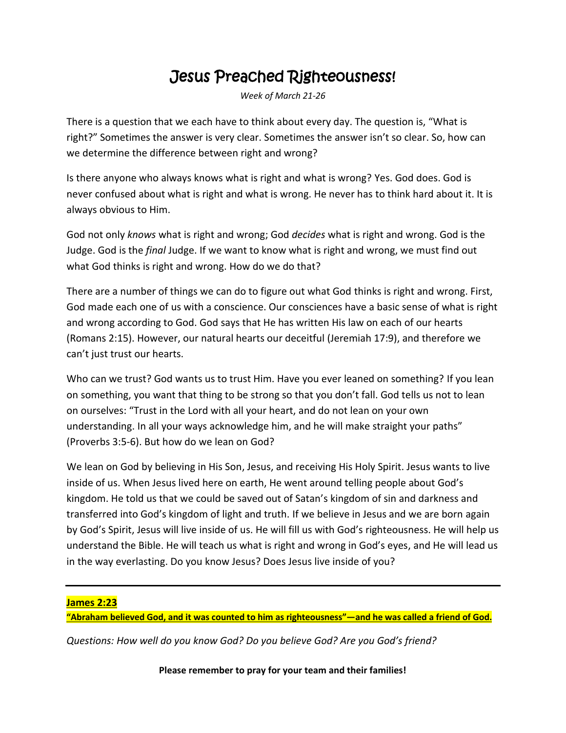# Jesus Preached Righteousness!

*Week of March 21-26*

There is a question that we each have to think about every day. The question is, "What is right?" Sometimes the answer is very clear. Sometimes the answer isn't so clear. So, how can we determine the difference between right and wrong?

Is there anyone who always knows what is right and what is wrong? Yes. God does. God is never confused about what is right and what is wrong. He never has to think hard about it. It is always obvious to Him.

God not only *knows* what is right and wrong; God *decides* what is right and wrong. God is the Judge. God is the *final* Judge. If we want to know what is right and wrong, we must find out what God thinks is right and wrong. How do we do that?

There are a number of things we can do to figure out what God thinks is right and wrong. First, God made each one of us with a conscience. Our consciences have a basic sense of what is right and wrong according to God. God says that He has written His law on each of our hearts (Romans 2:15). However, our natural hearts our deceitful (Jeremiah 17:9), and therefore we can't just trust our hearts.

Who can we trust? God wants us to trust Him. Have you ever leaned on something? If you lean on something, you want that thing to be strong so that you don't fall. God tells us not to lean on ourselves: "Trust in the Lord with all your heart, and do not lean on your own understanding. In all your ways acknowledge him, and he will make straight your paths" (Proverbs 3:5-6). But how do we lean on God?

We lean on God by believing in His Son, Jesus, and receiving His Holy Spirit. Jesus wants to live inside of us. When Jesus lived here on earth, He went around telling people about God's kingdom. He told us that we could be saved out of Satan's kingdom of sin and darkness and transferred into God's kingdom of light and truth. If we believe in Jesus and we are born again by God's Spirit, Jesus will live inside of us. He will fill us with God's righteousness. He will help us understand the Bible. He will teach us what is right and wrong in God's eyes, and He will lead us in the way everlasting. Do you know Jesus? Does Jesus live inside of you?

---

**James 2:23**

**"Abraham believed God, and it was counted to him as righteousness"—and he was called a friend of God.**

*Questions: How well do you know God? Do you believe God? Are you God's friend?*

**Please remember to pray for your team and their families!**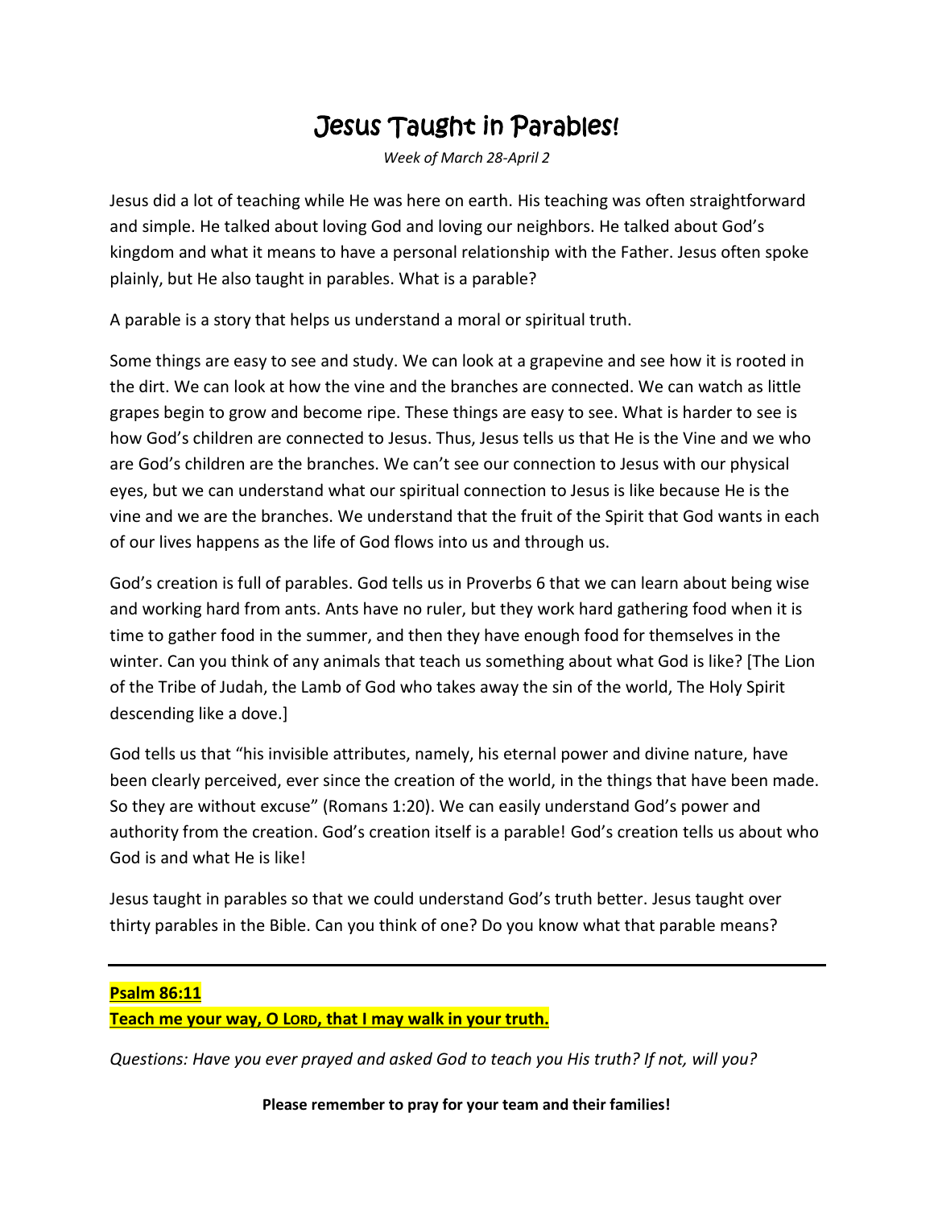# Jesus Taught in Parables!

*Week of March 28-April 2*

Jesus did a lot of teaching while He was here on earth. His teaching was often straightforward and simple. He talked about loving God and loving our neighbors. He talked about God's kingdom and what it means to have a personal relationship with the Father. Jesus often spoke plainly, but He also taught in parables. What is a parable?

A parable is a story that helps us understand a moral or spiritual truth.

Some things are easy to see and study. We can look at a grapevine and see how it is rooted in the dirt. We can look at how the vine and the branches are connected. We can watch as little grapes begin to grow and become ripe. These things are easy to see. What is harder to see is how God's children are connected to Jesus. Thus, Jesus tells us that He is the Vine and we who are God's children are the branches. We can't see our connection to Jesus with our physical eyes, but we can understand what our spiritual connection to Jesus is like because He is the vine and we are the branches. We understand that the fruit of the Spirit that God wants in each of our lives happens as the life of God flows into us and through us.

God's creation is full of parables. God tells us in Proverbs 6 that we can learn about being wise and working hard from ants. Ants have no ruler, but they work hard gathering food when it is time to gather food in the summer, and then they have enough food for themselves in the winter. Can you think of any animals that teach us something about what God is like? [The Lion of the Tribe of Judah, the Lamb of God who takes away the sin of the world, The Holy Spirit descending like a dove.]

God tells us that "his invisible attributes, namely, his eternal power and divine nature, have been clearly perceived, ever since the creation of the world, in the things that have been made. So they are without excuse" (Romans 1:20). We can easily understand God's power and authority from the creation. God's creation itself is a parable! God's creation tells us about who God is and what He is like!

Jesus taught in parables so that we could understand God's truth better. Jesus taught over thirty parables in the Bible. Can you think of one? Do you know what that parable means?

---

**Psalm 86:11**

**Teach me your way, O LORD, that I may walk in your truth.**

*Questions: Have you ever prayed and asked God to teach you His truth? If not, will you?*

**Please remember to pray for your team and their families!**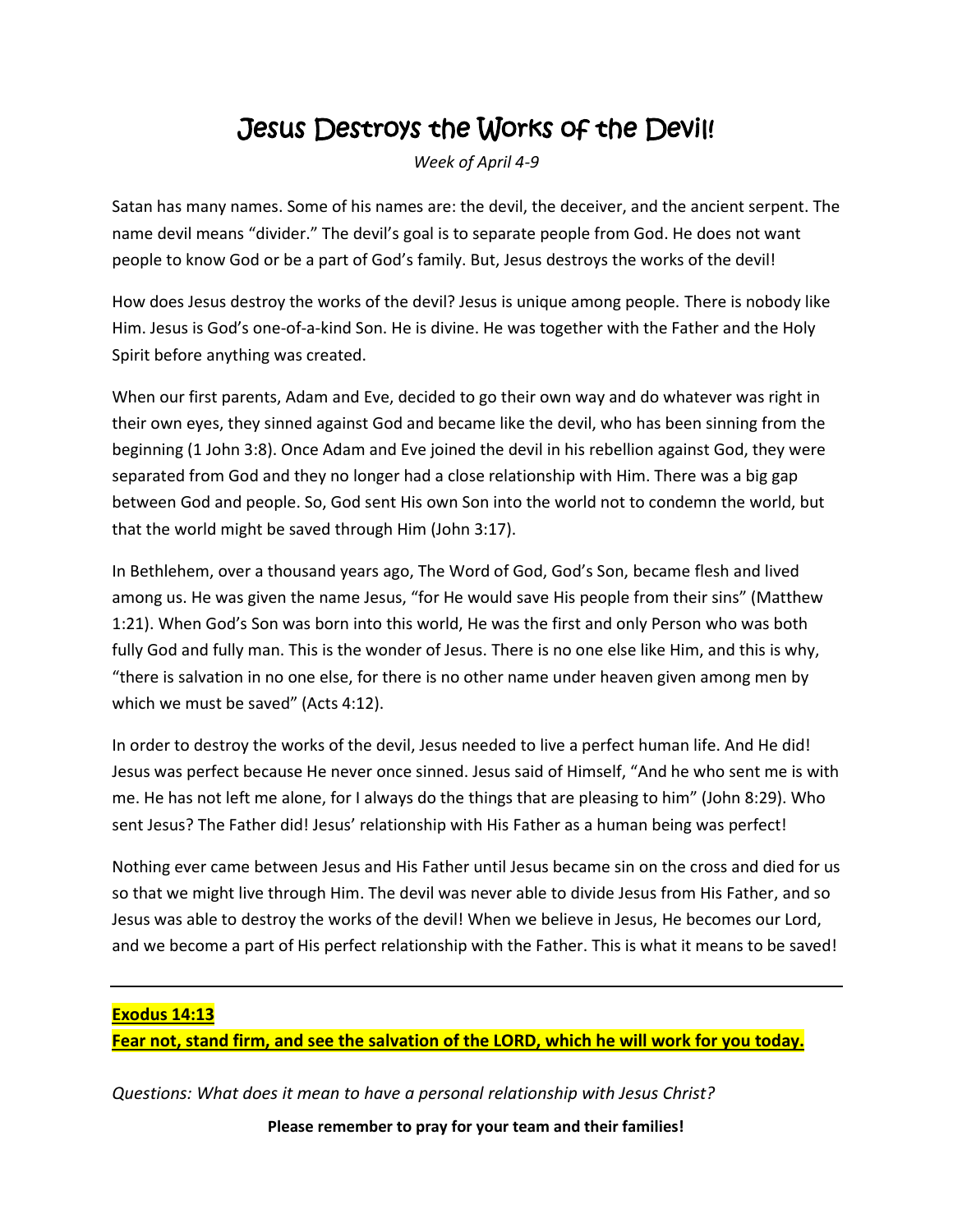# Jesus Destroys the Works of the Devil!

*Week of April 4-9*

Satan has many names. Some of his names are: the devil, the deceiver, and the ancient serpent. The name devil means "divider." The devil's goal is to separate people from God. He does not want people to know God or be a part of God's family. But, Jesus destroys the works of the devil!

How does Jesus destroy the works of the devil? Jesus is unique among people. There is nobody like Him. Jesus is God's one-of-a-kind Son. He is divine. He was together with the Father and the Holy Spirit before anything was created.

When our first parents, Adam and Eve, decided to go their own way and do whatever was right in their own eyes, they sinned against God and became like the devil, who has been sinning from the beginning (1 John 3:8). Once Adam and Eve joined the devil in his rebellion against God, they were separated from God and they no longer had a close relationship with Him. There was a big gap between God and people. So, God sent His own Son into the world not to condemn the world, but that the world might be saved through Him (John 3:17).

In Bethlehem, over a thousand years ago, The Word of God, God's Son, became flesh and lived among us. He was given the name Jesus, "for He would save His people from their sins" (Matthew 1:21). When God's Son was born into this world, He was the first and only Person who was both fully God and fully man. This is the wonder of Jesus. There is no one else like Him, and this is why, "there is salvation in no one else, for there is no other name under heaven given among men by which we must be saved" (Acts 4:12).

In order to destroy the works of the devil, Jesus needed to live a perfect human life. And He did! Jesus was perfect because He never once sinned. Jesus said of Himself, "And he who sent me is with me. He has not left me alone, for I always do the things that are pleasing to him" (John 8:29). Who sent Jesus? The Father did! Jesus' relationship with His Father as a human being was perfect!

Nothing ever came between Jesus and His Father until Jesus became sin on the cross and died for us so that we might live through Him. The devil was never able to divide Jesus from His Father, and so Jesus was able to destroy the works of the devil! When we believe in Jesus, He becomes our Lord, and we become a part of His perfect relationship with the Father. This is what it means to be saved!

---

**Exodus 14:13**

**Fear not, stand firm, and see the salvation of the LORD, which he will work for you today.**

*Questions: What does it mean to have a personal relationship with Jesus Christ?*

**Please remember to pray for your team and their families!**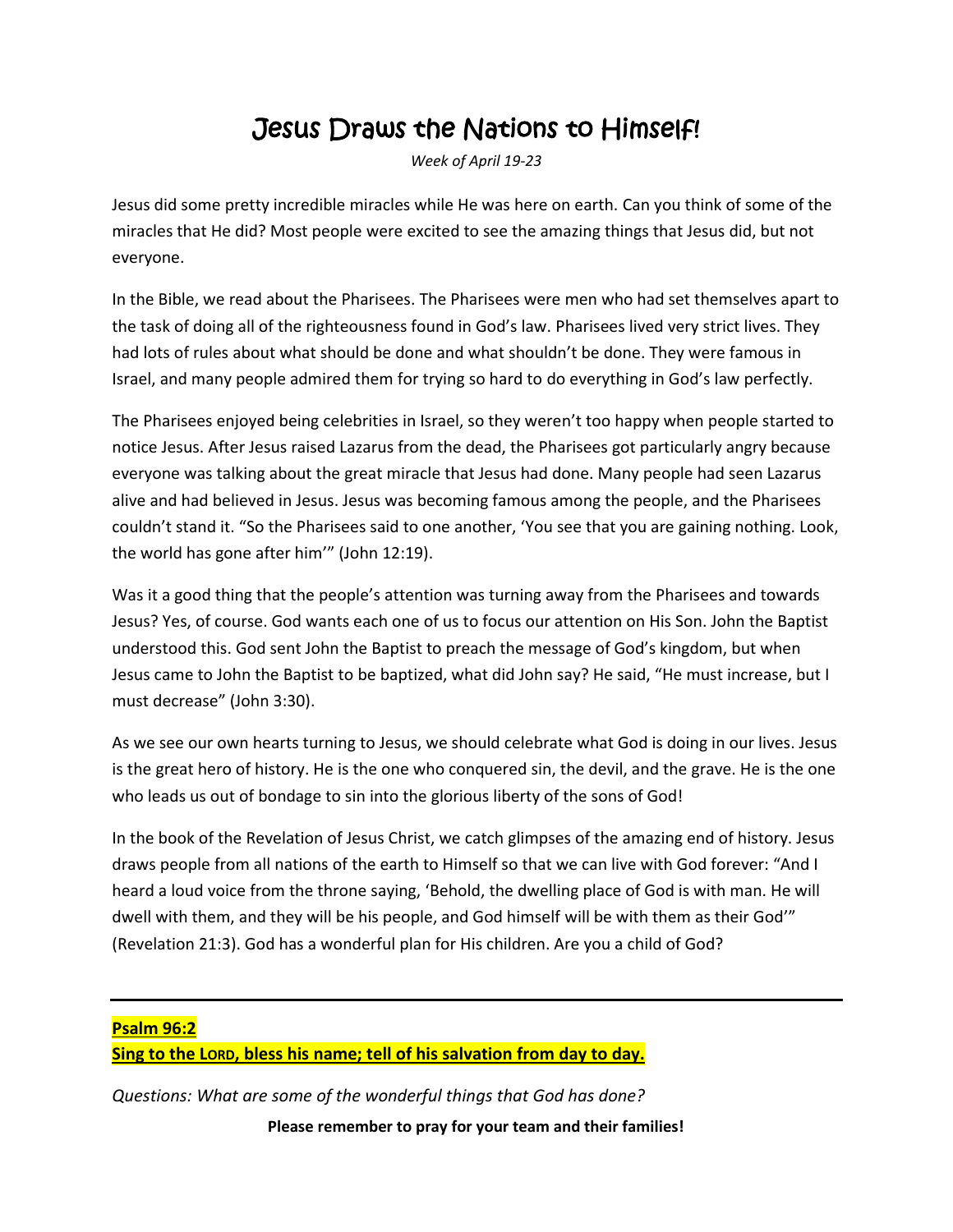# Jesus Draws the Nations to Himself!

*Week of April 19-23*

Jesus did some pretty incredible miracles while He was here on earth. Can you think of some of the miracles that He did? Most people were excited to see the amazing things that Jesus did, but not everyone.

In the Bible, we read about the Pharisees. The Pharisees were men who had set themselves apart to the task of doing all of the righteousness found in God's law. Pharisees lived very strict lives. They had lots of rules about what should be done and what shouldn't be done. They were famous in Israel, and many people admired them for trying so hard to do everything in God's law perfectly.

The Pharisees enjoyed being celebrities in Israel, so they weren't too happy when people started to notice Jesus. After Jesus raised Lazarus from the dead, the Pharisees got particularly angry because everyone was talking about the great miracle that Jesus had done. Many people had seen Lazarus alive and had believed in Jesus. Jesus was becoming famous among the people, and the Pharisees couldn't stand it. "So the Pharisees said to one another, 'You see that you are gaining nothing. Look, the world has gone after him'" (John 12:19).

Was it a good thing that the people's attention was turning away from the Pharisees and towards Jesus? Yes, of course. God wants each one of us to focus our attention on His Son. John the Baptist understood this. God sent John the Baptist to preach the message of God's kingdom, but when Jesus came to John the Baptist to be baptized, what did John say? He said, "He must increase, but I must decrease" (John 3:30).

As we see our own hearts turning to Jesus, we should celebrate what God is doing in our lives. Jesus is the great hero of history. He is the one who conquered sin, the devil, and the grave. He is the one who leads us out of bondage to sin into the glorious liberty of the sons of God!

In the book of the Revelation of Jesus Christ, we catch glimpses of the amazing end of history. Jesus draws people from all nations of the earth to Himself so that we can live with God forever: "And I heard a loud voice from the throne saying, 'Behold, the dwelling place of God is with man. He will dwell with them, and they will be his people, and God himself will be with them as their God'" (Revelation 21:3). God has a wonderful plan for His children. Are you a child of God?

---

**Psalm 96:2**

**Sing to the LORD, bless his name; tell of his salvation from day to day.**

*Questions: What are some of the wonderful things that God has done?*

**Please remember to pray for your team and their families!**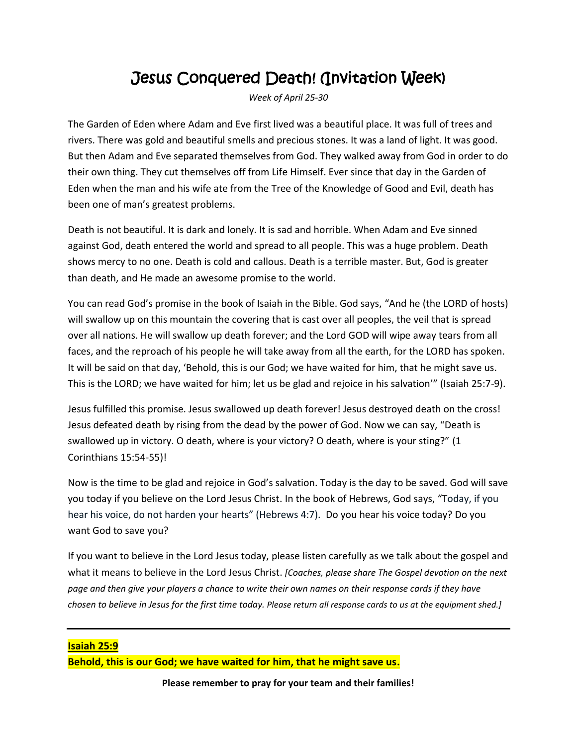# Jesus Conquered Death! (Invitation Week)

*Week of April 25-30*

The Garden of Eden where Adam and Eve first lived was a beautiful place. It was full of trees and rivers. There was gold and beautiful smells and precious stones. It was a land of light. It was good. But then Adam and Eve separated themselves from God. They walked away from God in order to do their own thing. They cut themselves off from Life Himself. Ever since that day in the Garden of Eden when the man and his wife ate from the Tree of the Knowledge of Good and Evil, death has been one of man's greatest problems.

Death is not beautiful. It is dark and lonely. It is sad and horrible. When Adam and Eve sinned against God, death entered the world and spread to all people. This was a huge problem. Death shows mercy to no one. Death is cold and callous. Death is a terrible master. But, God is greater than death, and He made an awesome promise to the world.

You can read God's promise in the book of Isaiah in the Bible. God says, "And he (the LORD of hosts) will swallow up on this mountain the covering that is cast over all peoples, the veil that is spread over all nations. He will swallow up death forever; and the Lord GOD will wipe away tears from all faces, and the reproach of his people he will take away from all the earth, for the LORD has spoken. It will be said on that day, 'Behold, this is our God; we have waited for him, that he might save us. This is the LORD; we have waited for him; let us be glad and rejoice in his salvation'" (Isaiah 25:7-9).

Jesus fulfilled this promise. Jesus swallowed up death forever! Jesus destroyed death on the cross! Jesus defeated death by rising from the dead by the power of God. Now we can say, "Death is swallowed up in victory. O death, where is your victory? O death, where is your sting?" (1 Corinthians 15:54-55)!

Now is the time to be glad and rejoice in God's salvation. Today is the day to be saved. God will save you today if you believe on the Lord Jesus Christ. In the book of Hebrews, God says, "Today, if you hear his voice, do not harden your hearts" (Hebrews 4:7). Do you hear his voice today? Do you want God to save you?

If you want to believe in the Lord Jesus today, please listen carefully as we talk about the gospel and what it means to believe in the Lord Jesus Christ. *[Coaches, please share The Gospel devotion on the next page and then give your players a chance to write their own names on their response cards if they have chosen to believe in Jesus for the first time today. Please return all response cards to us at the equipment shed.]*

---

**Isaiah 25:9**

**Behold, this is our God; we have waited for him, that he might save us.**

**Please remember to pray for your team and their families!**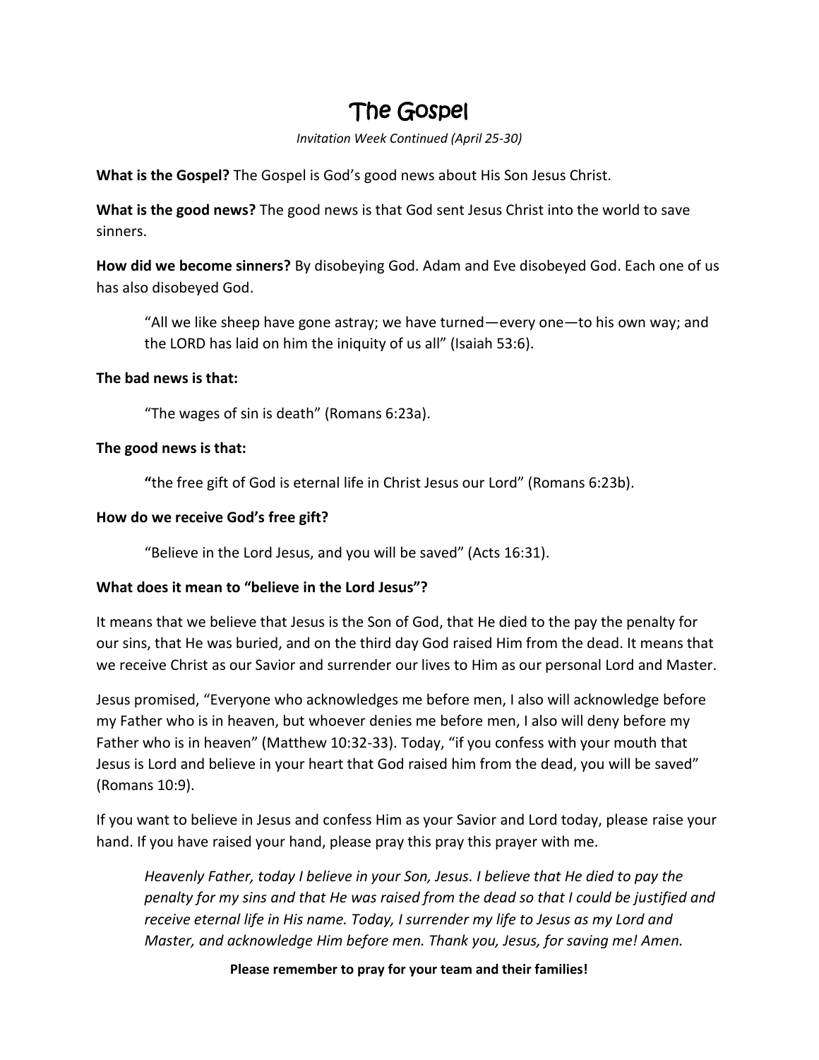# The Gospel

*Invitation Week Continued (April 25-30)*

**What is the Gospel?** The Gospel is God's good news about His Son Jesus Christ.

**What is the good news?** The good news is that God sent Jesus Christ into the world to save sinners.

**How did we become sinners?** By disobeying God. Adam and Eve disobeyed God. Each one of us has also disobeyed God.

> "All we like sheep have gone astray; we have turned—every one—to his own way; and the LORD has laid on him the iniquity of us all" (Isaiah 53:6).

**The bad news is that:**

> "The wages of sin is death" (Romans 6:23a).

**The good news is that:**

> **"**the free gift of God is eternal life in Christ Jesus our Lord" (Romans 6:23b).

**How do we receive God's free gift?**

> "Believe in the Lord Jesus, and you will be saved" (Acts 16:31).

**What does it mean to "believe in the Lord Jesus"?**

It means that we believe that Jesus is the Son of God, that He died to the pay the penalty for our sins, that He was buried, and on the third day God raised Him from the dead. It means that we receive Christ as our Savior and surrender our lives to Him as our personal Lord and Master.

Jesus promised, "Everyone who acknowledges me before men, I also will acknowledge before my Father who is in heaven, but whoever denies me before men, I also will deny before my Father who is in heaven" (Matthew 10:32-33). Today, "if you confess with your mouth that Jesus is Lord and believe in your heart that God raised him from the dead, you will be saved" (Romans 10:9).

If you want to believe in Jesus and confess Him as your Savior and Lord today, please raise your hand. If you have raised your hand, please pray this pray this prayer with me.

> *Heavenly Father, today I believe in your Son, Jesus. I believe that He died to pay the penalty for my sins and that He was raised from the dead so that I could be justified and receive eternal life in His name. Today, I surrender my life to Jesus as my Lord and Master, and acknowledge Him before men. Thank you, Jesus, for saving me! Amen.*

**Please remember to pray for your team and their families!**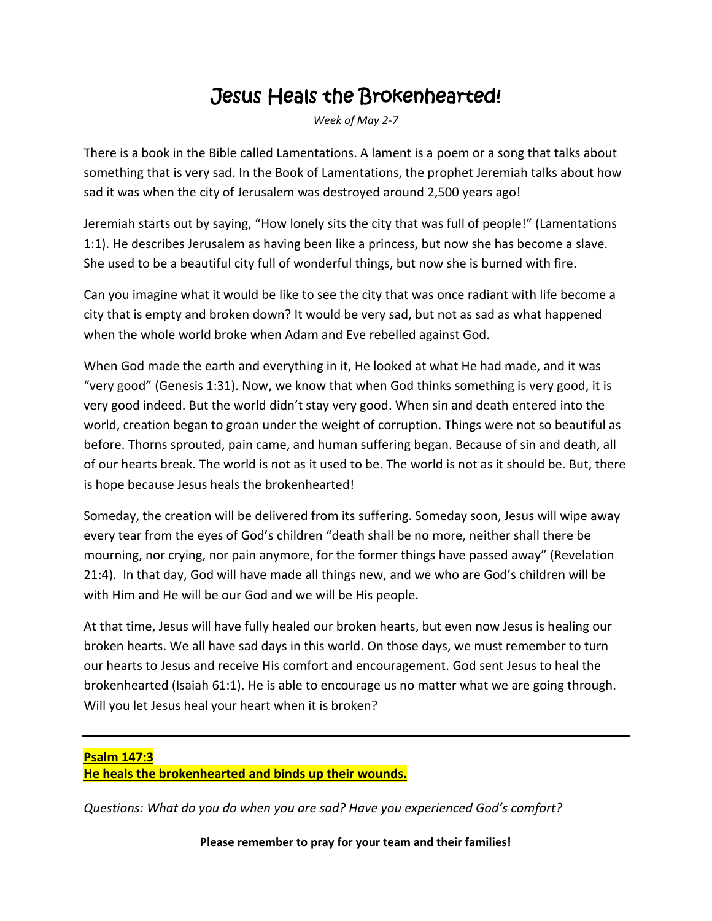# Jesus Heals the Brokenhearted!

*Week of May 2-7*

There is a book in the Bible called Lamentations. A lament is a poem or a song that talks about something that is very sad. In the Book of Lamentations, the prophet Jeremiah talks about how sad it was when the city of Jerusalem was destroyed around 2,500 years ago!

Jeremiah starts out by saying, "How lonely sits the city that was full of people!" (Lamentations 1:1). He describes Jerusalem as having been like a princess, but now she has become a slave. She used to be a beautiful city full of wonderful things, but now she is burned with fire.

Can you imagine what it would be like to see the city that was once radiant with life become a city that is empty and broken down? It would be very sad, but not as sad as what happened when the whole world broke when Adam and Eve rebelled against God.

When God made the earth and everything in it, He looked at what He had made, and it was "very good" (Genesis 1:31). Now, we know that when God thinks something is very good, it is very good indeed. But the world didn't stay very good. When sin and death entered into the world, creation began to groan under the weight of corruption. Things were not so beautiful as before. Thorns sprouted, pain came, and human suffering began. Because of sin and death, all of our hearts break. The world is not as it used to be. The world is not as it should be. But, there is hope because Jesus heals the brokenhearted!

Someday, the creation will be delivered from its suffering. Someday soon, Jesus will wipe away every tear from the eyes of God's children "death shall be no more, neither shall there be mourning, nor crying, nor pain anymore, for the former things have passed away" (Revelation 21:4). In that day, God will have made all things new, and we who are God's children will be with Him and He will be our God and we will be His people.

At that time, Jesus will have fully healed our broken hearts, but even now Jesus is healing our broken hearts. We all have sad days in this world. On those days, we must remember to turn our hearts to Jesus and receive His comfort and encouragement. God sent Jesus to heal the brokenhearted (Isaiah 61:1). He is able to encourage us no matter what we are going through. Will you let Jesus heal your heart when it is broken?

---

**Psalm 147:3**
**He heals the brokenhearted and binds up their wounds.**

*Questions: What do you do when you are sad? Have you experienced God's comfort?*

**Please remember to pray for your team and their families!**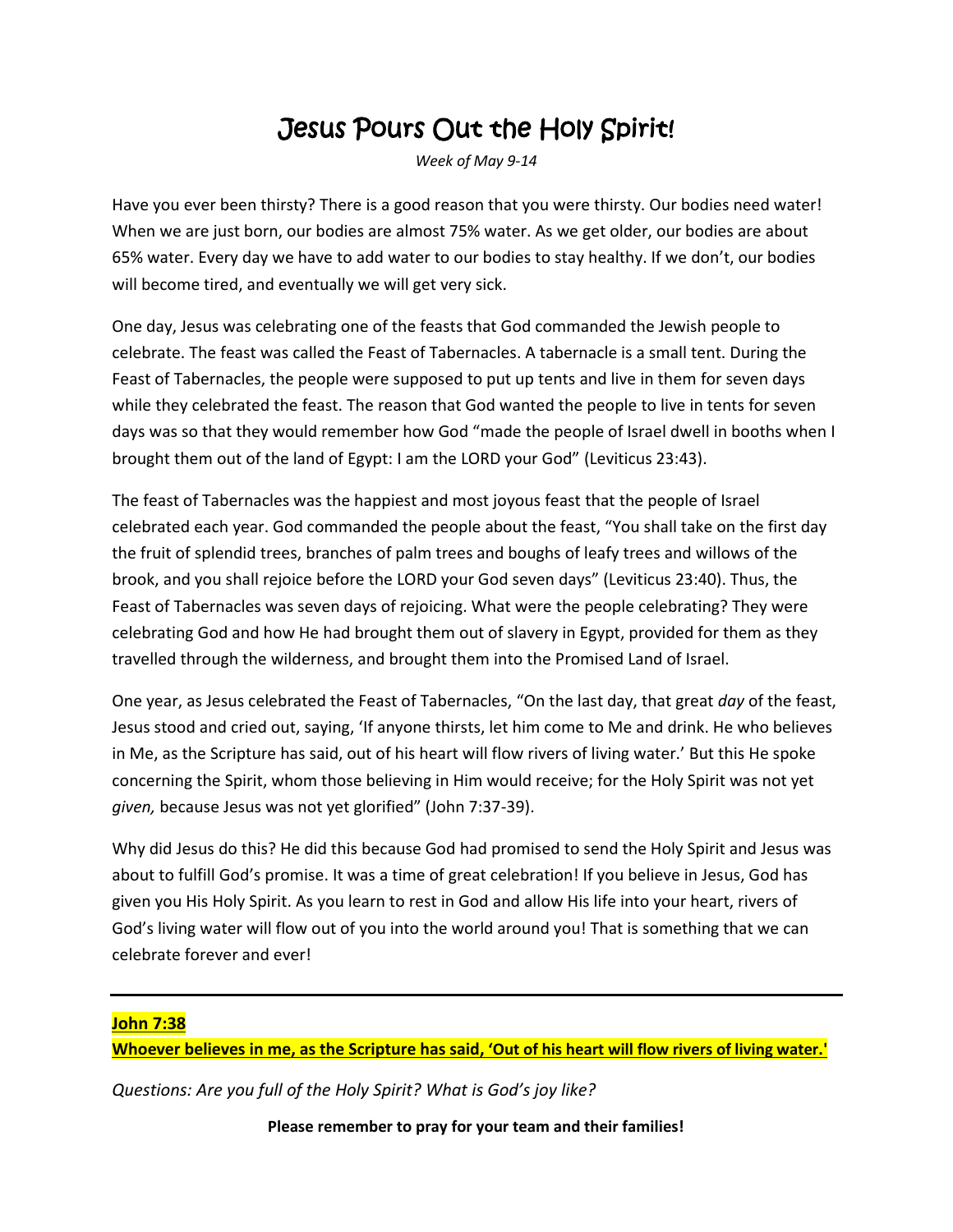# Jesus Pours Out the Holy Spirit!

*Week of May 9-14*

Have you ever been thirsty? There is a good reason that you were thirsty. Our bodies need water! When we are just born, our bodies are almost 75% water. As we get older, our bodies are about 65% water. Every day we have to add water to our bodies to stay healthy. If we don't, our bodies will become tired, and eventually we will get very sick.

One day, Jesus was celebrating one of the feasts that God commanded the Jewish people to celebrate. The feast was called the Feast of Tabernacles. A tabernacle is a small tent. During the Feast of Tabernacles, the people were supposed to put up tents and live in them for seven days while they celebrated the feast. The reason that God wanted the people to live in tents for seven days was so that they would remember how God "made the people of Israel dwell in booths when I brought them out of the land of Egypt: I am the LORD your God" (Leviticus 23:43).

The feast of Tabernacles was the happiest and most joyous feast that the people of Israel celebrated each year. God commanded the people about the feast, "You shall take on the first day the fruit of splendid trees, branches of palm trees and boughs of leafy trees and willows of the brook, and you shall rejoice before the LORD your God seven days" (Leviticus 23:40). Thus, the Feast of Tabernacles was seven days of rejoicing. What were the people celebrating? They were celebrating God and how He had brought them out of slavery in Egypt, provided for them as they travelled through the wilderness, and brought them into the Promised Land of Israel.

One year, as Jesus celebrated the Feast of Tabernacles, "On the last day, that great *day* of the feast, Jesus stood and cried out, saying, 'If anyone thirsts, let him come to Me and drink. He who believes in Me, as the Scripture has said, out of his heart will flow rivers of living water.' But this He spoke concerning the Spirit, whom those believing in Him would receive; for the Holy Spirit was not yet *given,* because Jesus was not yet glorified" (John 7:37-39).

Why did Jesus do this? He did this because God had promised to send the Holy Spirit and Jesus was about to fulfill God's promise. It was a time of great celebration! If you believe in Jesus, God has given you His Holy Spirit. As you learn to rest in God and allow His life into your heart, rivers of God's living water will flow out of you into the world around you! That is something that we can celebrate forever and ever!

---

**John 7:38**

**Whoever believes in me, as the Scripture has said, 'Out of his heart will flow rivers of living water.'**

*Questions: Are you full of the Holy Spirit? What is God's joy like?*

**Please remember to pray for your team and their families!**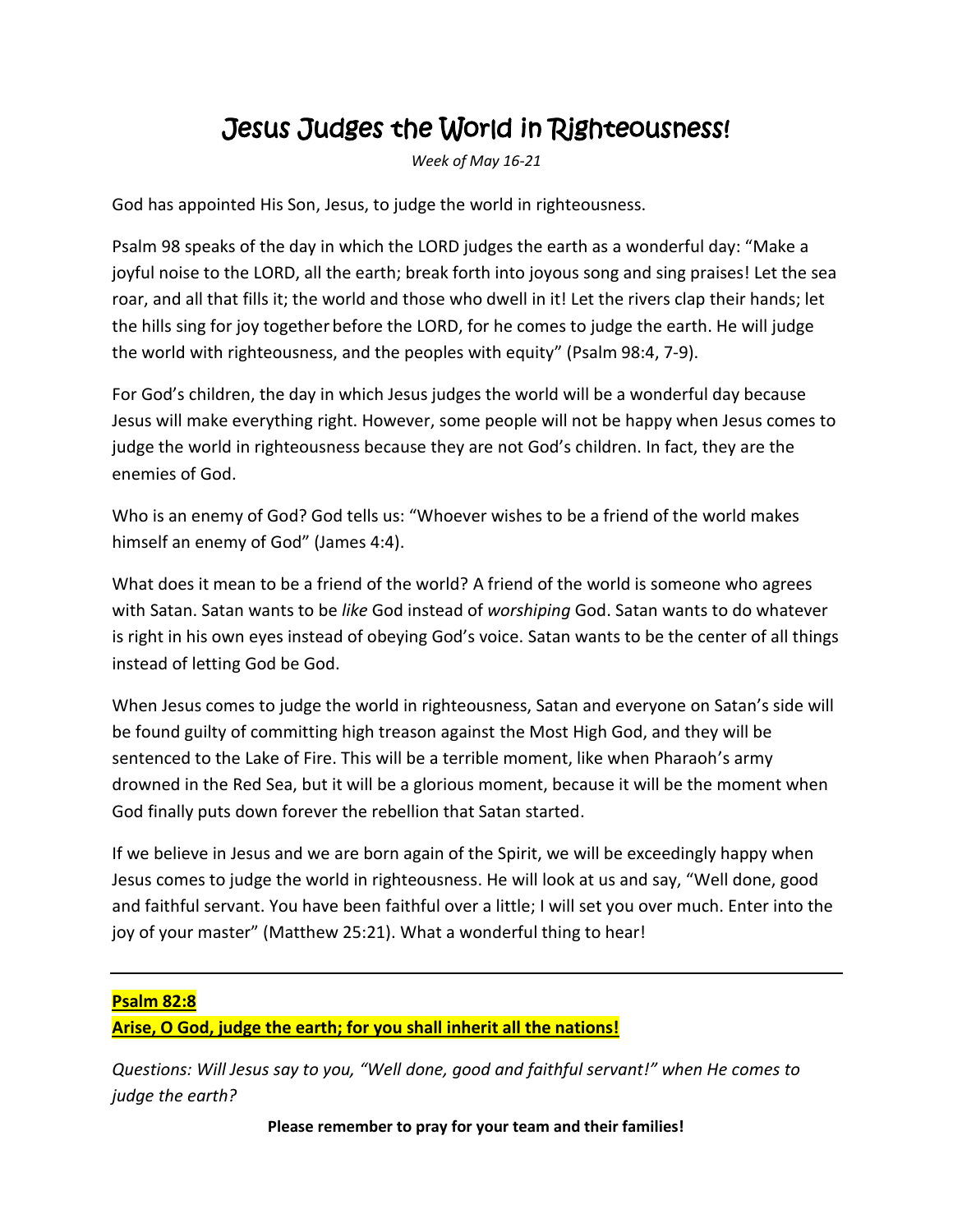# Jesus Judges the World in Righteousness!

*Week of May 16-21*

God has appointed His Son, Jesus, to judge the world in righteousness.

Psalm 98 speaks of the day in which the LORD judges the earth as a wonderful day: "Make a joyful noise to the LORD, all the earth; break forth into joyous song and sing praises! Let the sea roar, and all that fills it; the world and those who dwell in it! Let the rivers clap their hands; let the hills sing for joy together before the LORD, for he comes to judge the earth. He will judge the world with righteousness, and the peoples with equity" (Psalm 98:4, 7-9).

For God's children, the day in which Jesus judges the world will be a wonderful day because Jesus will make everything right. However, some people will not be happy when Jesus comes to judge the world in righteousness because they are not God's children. In fact, they are the enemies of God.

Who is an enemy of God? God tells us: "Whoever wishes to be a friend of the world makes himself an enemy of God" (James 4:4).

What does it mean to be a friend of the world? A friend of the world is someone who agrees with Satan. Satan wants to be *like* God instead of *worshiping* God. Satan wants to do whatever is right in his own eyes instead of obeying God's voice. Satan wants to be the center of all things instead of letting God be God.

When Jesus comes to judge the world in righteousness, Satan and everyone on Satan's side will be found guilty of committing high treason against the Most High God, and they will be sentenced to the Lake of Fire. This will be a terrible moment, like when Pharaoh's army drowned in the Red Sea, but it will be a glorious moment, because it will be the moment when God finally puts down forever the rebellion that Satan started.

If we believe in Jesus and we are born again of the Spirit, we will be exceedingly happy when Jesus comes to judge the world in righteousness. He will look at us and say, "Well done, good and faithful servant. You have been faithful over a little; I will set you over much. Enter into the joy of your master" (Matthew 25:21). What a wonderful thing to hear!

---

**Psalm 82:8**

**Arise, O God, judge the earth; for you shall inherit all the nations!**

*Questions: Will Jesus say to you, "Well done, good and faithful servant!" when He comes to judge the earth?*

**Please remember to pray for your team and their families!**